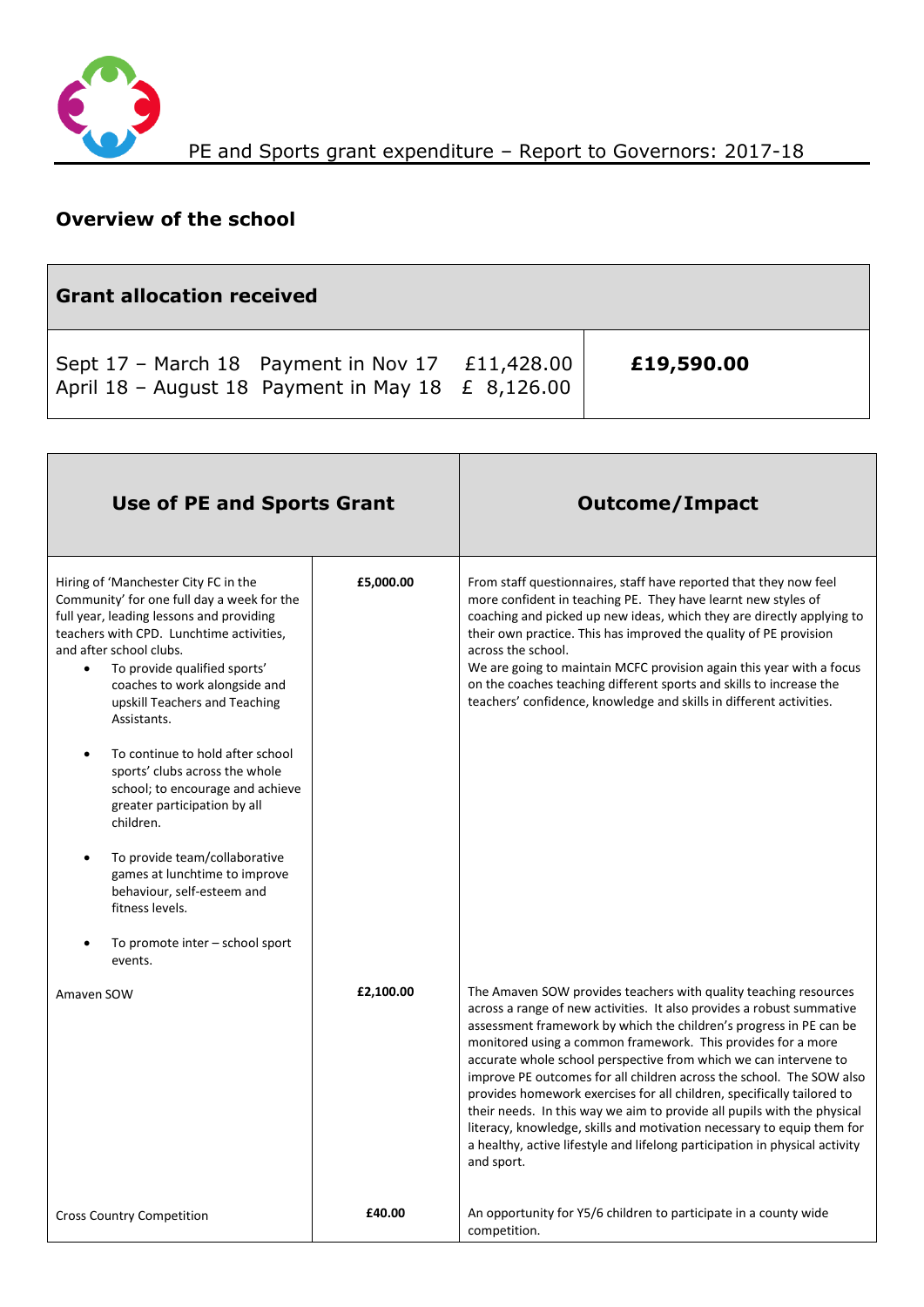# PE and Sports grant expenditure – Report to Governors: 2017-18

## Overview of the school

| Grant allocation received | |
|---|---|
| Sept 17 – March 18 Payment in Nov 17 £11,428.00<br>April 18 – August 18 Payment in May 18 £ 8,126.00 | **£19,590.00** |

| Use of PE and Sports Grant | | Outcome/Impact |
|---|---|---|
| Hiring of 'Manchester City FC in the Community' for one full day a week for the full year, leading lessons and providing teachers with CPD. Lunchtime activities, and after school clubs.<br>• To provide qualified sports' coaches to work alongside and upskill Teachers and Teaching Assistants.<br>• To continue to hold after school sports' clubs across the whole school; to encourage and achieve greater participation by all children.<br>• To provide team/collaborative games at lunchtime to improve behaviour, self-esteem and fitness levels.<br>• To promote inter – school sport events. | **£5,000.00** | From staff questionnaires, staff have reported that they now feel more confident in teaching PE. They have learnt new styles of coaching and picked up new ideas, which they are directly applying to their own practice. This has improved the quality of PE provision across the school.<br>We are going to maintain MCFC provision again this year with a focus on the coaches teaching different sports and skills to increase the teachers' confidence, knowledge and skills in different activities. |
| Amaven SOW | **£2,100.00** | The Amaven SOW provides teachers with quality teaching resources across a range of new activities. It also provides a robust summative assessment framework by which the children's progress in PE can be monitored using a common framework. This provides for a more accurate whole school perspective from which we can intervene to improve PE outcomes for all children across the school. The SOW also provides homework exercises for all children, specifically tailored to their needs. In this way we aim to provide all pupils with the physical literacy, knowledge, skills and motivation necessary to equip them for a healthy, active lifestyle and lifelong participation in physical activity and sport. |
| Cross Country Competition | **£40.00** | An opportunity for Y5/6 children to participate in a county wide competition. |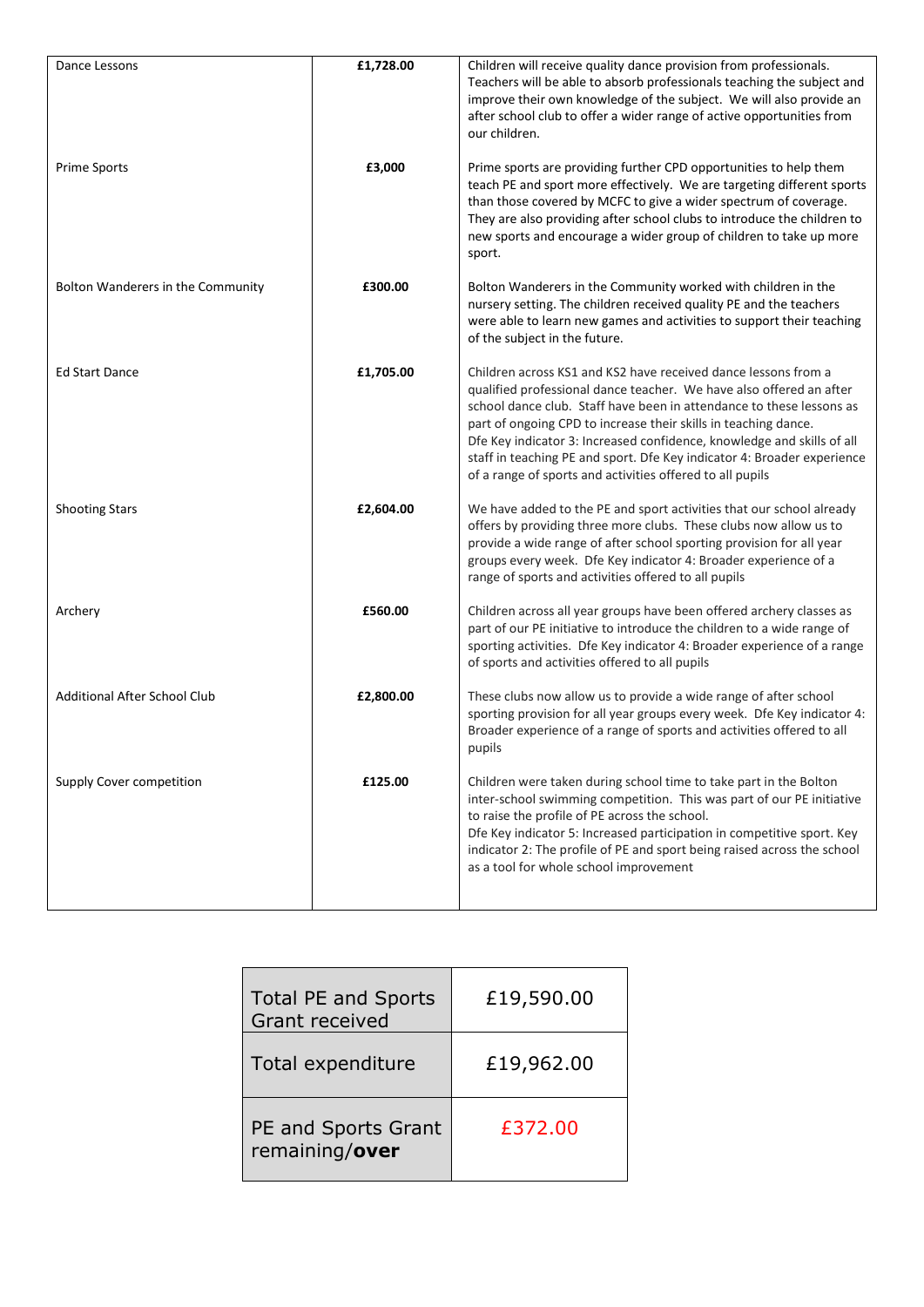| | | |
|---|---|---|
| Dance Lessons | **£1,728.00** | Children will receive quality dance provision from professionals. Teachers will be able to absorb professionals teaching the subject and improve their own knowledge of the subject. We will also provide an after school club to offer a wider range of active opportunities from our children. |
| Prime Sports | **£3,000** | Prime sports are providing further CPD opportunities to help them teach PE and sport more effectively. We are targeting different sports than those covered by MCFC to give a wider spectrum of coverage. They are also providing after school clubs to introduce the children to new sports and encourage a wider group of children to take up more sport. |
| Bolton Wanderers in the Community | **£300.00** | Bolton Wanderers in the Community worked with children in the nursery setting. The children received quality PE and the teachers were able to learn new games and activities to support their teaching of the subject in the future. |
| Ed Start Dance | **£1,705.00** | Children across KS1 and KS2 have received dance lessons from a qualified professional dance teacher. We have also offered an after school dance club. Staff have been in attendance to these lessons as part of ongoing CPD to increase their skills in teaching dance.<br>Dfe Key indicator 3: Increased confidence, knowledge and skills of all staff in teaching PE and sport. Dfe Key indicator 4: Broader experience of a range of sports and activities offered to all pupils |
| Shooting Stars | **£2,604.00** | We have added to the PE and sport activities that our school already offers by providing three more clubs. These clubs now allow us to provide a wide range of after school sporting provision for all year groups every week. Dfe Key indicator 4: Broader experience of a range of sports and activities offered to all pupils |
| Archery | **£560.00** | Children across all year groups have been offered archery classes as part of our PE initiative to introduce the children to a wide range of sporting activities. Dfe Key indicator 4: Broader experience of a range of sports and activities offered to all pupils |
| Additional After School Club | **£2,800.00** | These clubs now allow us to provide a wide range of after school sporting provision for all year groups every week. Dfe Key indicator 4: Broader experience of a range of sports and activities offered to all pupils |
| Supply Cover competition | **£125.00** | Children were taken during school time to take part in the Bolton inter-school swimming competition. This was part of our PE initiative to raise the profile of PE across the school.<br>Dfe Key indicator 5: Increased participation in competitive sport. Key indicator 2: The profile of PE and sport being raised across the school as a tool for whole school improvement |

| | |
|---|---|
| Total PE and Sports Grant received | £19,590.00 |
| Total expenditure | £19,962.00 |
| PE and Sports Grant remaining/**over** | £372.00 |